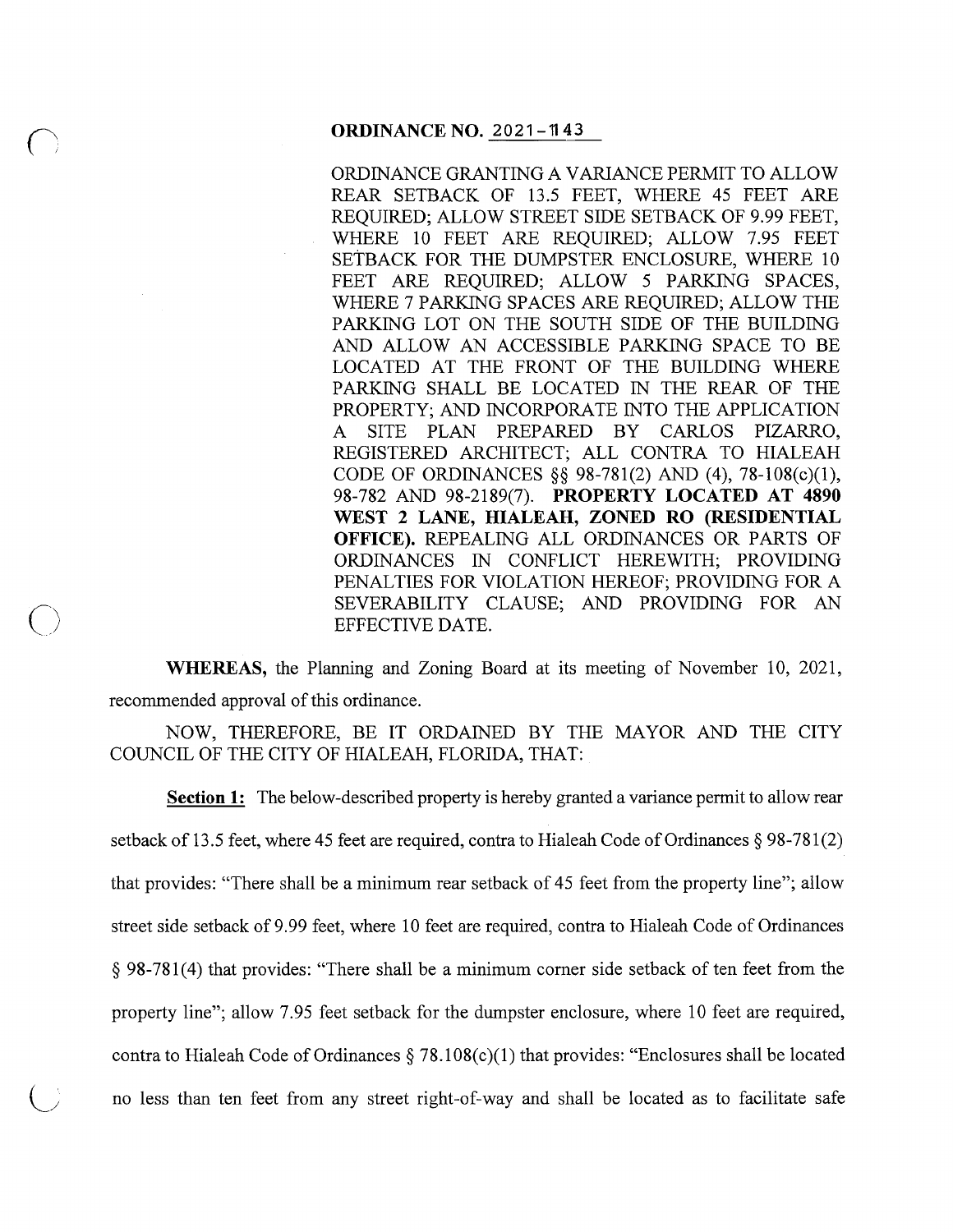**ORDINANCE NO. 2021-1143**

ORDINANCE GRANTING A VARIANCE PERMIT TO ALLOW REAR SETBACK OF 13.5 FEET, WHERE 45 FEET ARE REQUIRED; ALLOW STREET SIDE SETBACK OF 9.99 FEET, WHERE 10 FEET ARE REQUIRED; ALLOW 7.95 FEET SETBACK FOR THE DUMPSTER ENCLOSURE, WHERE 10 FEET ARE REQUIRED; ALLOW 5 PARKING SPACES, WHERE 7 PARKING SPACES ARE REQUIRED; ALLOW THE PARKING LOT ON THE SOUTH SIDE OF THE BUILDING AND ALLOW AN ACCESSIBLE PARKING SPACE TO BE LOCATED AT THE FRONT OF THE BUILDING WHERE PARKING SHALL BE LOCATED IN THE REAR OF THE PROPERTY; AND INCORPORATE INTO THE APPLICATION A SITE PLAN PREPARED BY CARLOS PIZARRO, REGISTERED ARCHITECT; ALL CONTRA TO HIALEAH CODE OF ORDINANCES §§ 98-781(2) AND (4), 78-108(c)(1), 98-782 AND 98-2189(7). **PROPERTY LOCATED AT 4890 WEST 2 LANE, HIALEAH, ZONED RO (RESIDENTIAL OFFICE).** REPEALING ALL ORDINANCES OR PARTS OF ORDINANCES IN CONFLICT HEREWITH; PROVIDING PENALTIES FOR VIOLATION HEREOF; PROVIDING FOR A SEVERABILITY CLAUSE; AND PROVIDING FOR AN EFFECTIVE DATE.

**WHEREAS,** the Planning and Zoning Board at its meeting of November 10, 2021, recommended approval of this ordinance.

NOW, THEREFORE, BE IT ORDAINED BY THE MAYOR AND THE CITY COUNCIL OF THE CITY OF HIALEAH, FLORIDA, THAT:

**Section 1:** The below-described property is hereby granted a variance permit to allow rear setback of 13.5 feet, where 45 feet are required, contra to Hialeah Code of Ordinances § 98-781(2) that provides: "There shall be a minimum rear setback of 45 feet from the property line"; allow street side setback of 9.99 feet, where 10 feet are required, contra to Hialeah Code of Ordinances § 98-781(4) that provides: "There shall be a minimum corner side setback of ten feet from the property line"; allow 7.95 feet setback for the dumpster enclosure, where 10 feet are required, contra to Hialeah Code of Ordinances § 78.108(c)(1) that provides: "Enclosures shall be located no less than ten feet from any street right-of-way and shall be located as to facilitate safe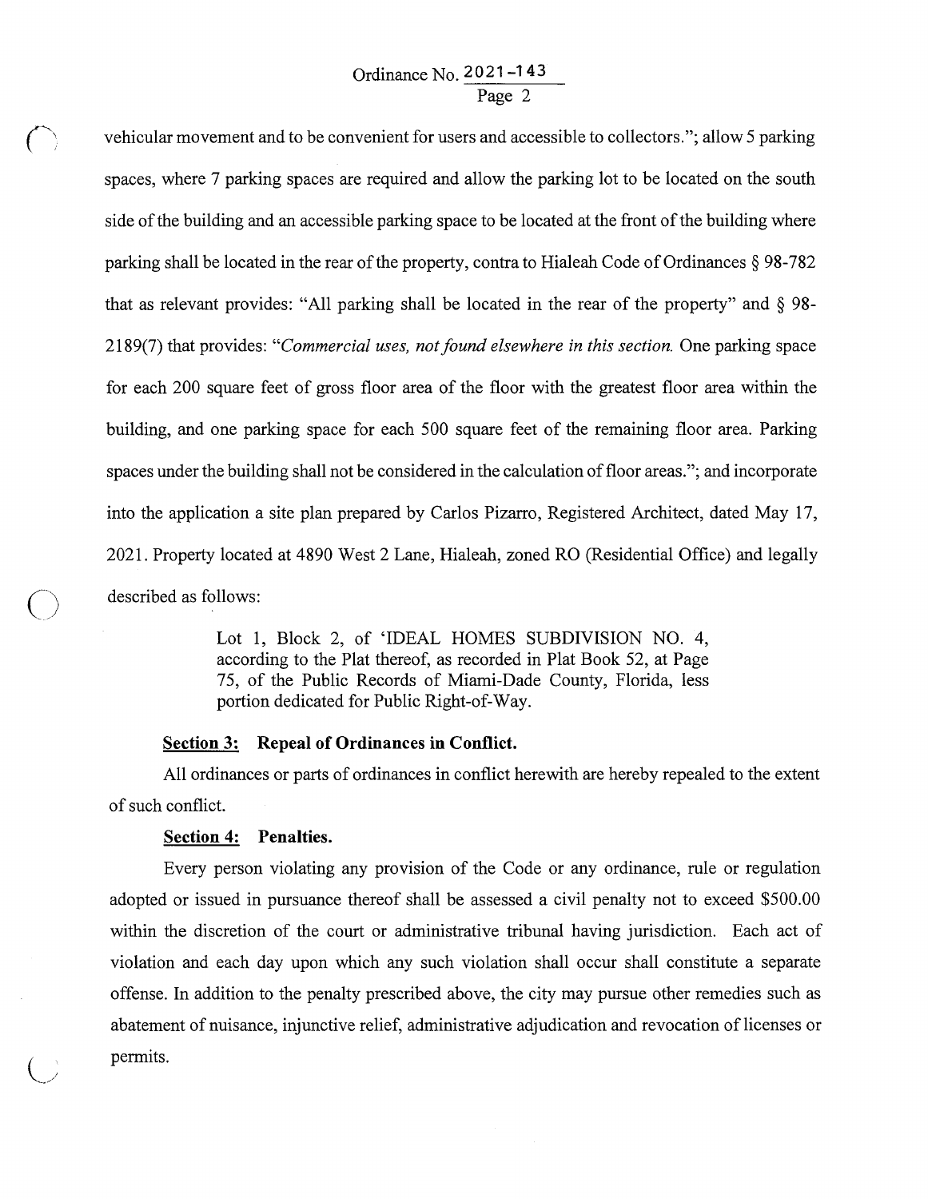vehicular movement and to be convenient for users and accessible to collectors."; allow 5 parking spaces, where 7 parking spaces are required and allow the parking lot to be located on the south side of the building and an accessible parking space to be located at the front of the building where parking shall be located in the rear of the property, contra to Hialeah Code of Ordinances § 98-782 that as relevant provides: "All parking shall be located in the rear of the property" and § 98-2189(7) that provides: "*Commercial uses, not found elsewhere in this section.* One parking space for each 200 square feet of gross floor area of the floor with the greatest floor area within the building, and one parking space for each 500 square feet of the remaining floor area. Parking spaces under the building shall not be considered in the calculation of floor areas."; and incorporate into the application a site plan prepared by Carlos Pizarro, Registered Architect, dated May 17, 2021. Property located at 4890 West 2 Lane, Hialeah, zoned RO (Residential Office) and legally described as follows:

> Lot 1, Block 2, of 'IDEAL HOMES SUBDIVISION NO. 4, according to the Plat thereof, as recorded in Plat Book 52, at Page 75, of the Public Records of Miami-Dade County, Florida, less portion dedicated for Public Right-of-Way.

**Section 3: Repeal of Ordinances in Conflict.**

All ordinances or parts of ordinances in conflict herewith are hereby repealed to the extent of such conflict.

**Section 4: Penalties.**

Every person violating any provision of the Code or any ordinance, rule or regulation adopted or issued in pursuance thereof shall be assessed a civil penalty not to exceed $500.00 within the discretion of the court or administrative tribunal having jurisdiction. Each act of violation and each day upon which any such violation shall occur shall constitute a separate offense. In addition to the penalty prescribed above, the city may pursue other remedies such as abatement of nuisance, injunctive relief, administrative adjudication and revocation of licenses or permits.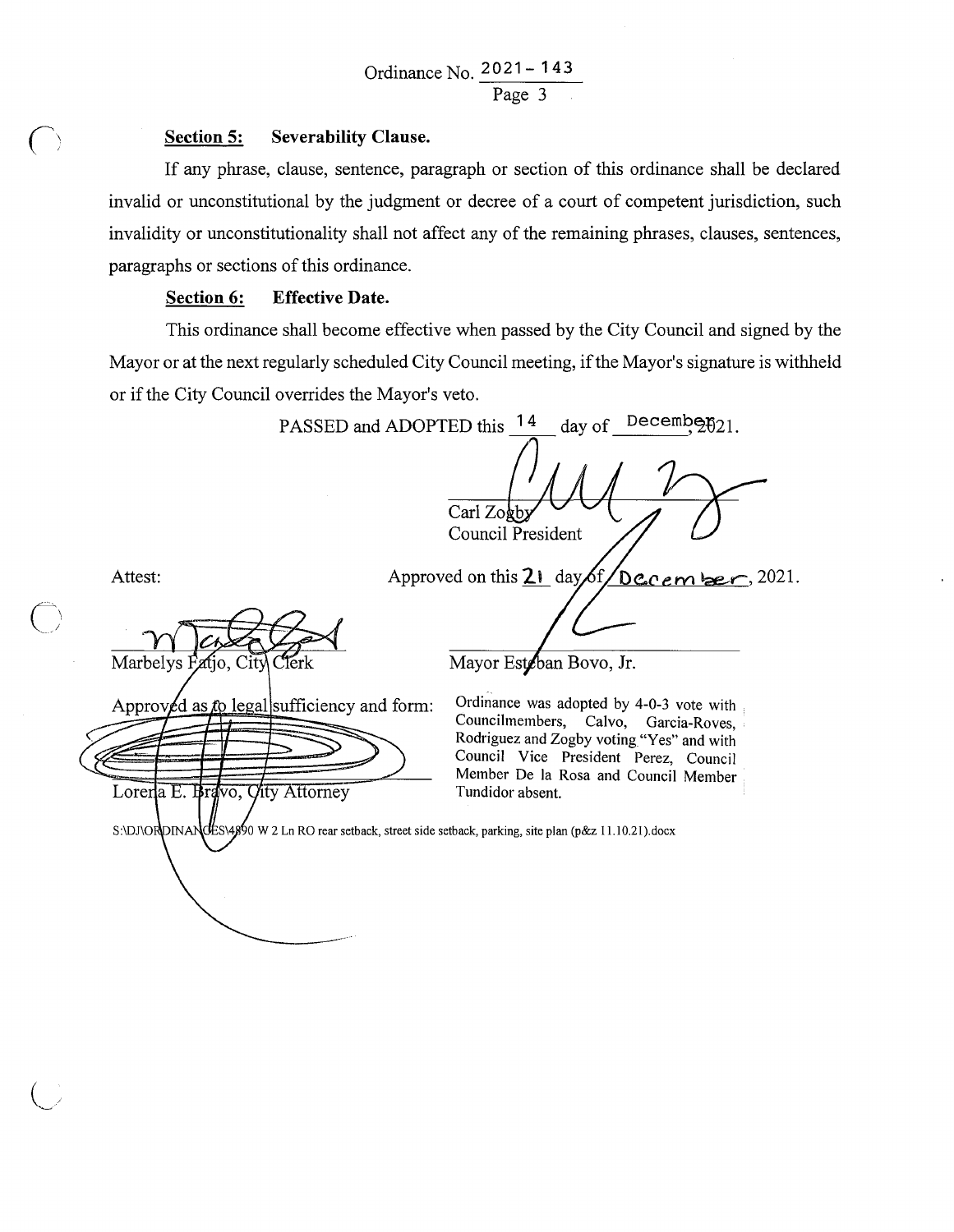Ordinance No. 2021 - 143

**Section 5: Severability Clause.**

If any phrase, clause, sentence, paragraph or section of this ordinance shall be declared invalid or unconstitutional by the judgment or decree of a court of competent jurisdiction, such invalidity or unconstitutionality shall not affect any of the remaining phrases, clauses, sentences, paragraphs or sections of this ordinance.

**Section 6: Effective Date.**

This ordinance shall become effective when passed by the City Council and signed by the Mayor or at the next regularly scheduled City Council meeting, if the Mayor's signature is withheld or if the City Council overrides the Mayor's veto.

PASSED and ADOPTED this 14 day of December, 2021.

Carl Zogby
Council President

Attest:

Approved on this 21 day of December, 2021.

Marbelys Fatjo, City Clerk

Mayor Esteban Bovo, Jr.

Approved as to legal sufficiency and form:

Lorena E. Bravo, City Attorney

Ordinance was adopted by 4-0-3 vote with Councilmembers, Calvo, Garcia-Roves, Rodriguez and Zogby voting "Yes" and with Council Vice President Perez, Council Member De la Rosa and Council Member Tundidor absent.

S:\DJ\ORDINANCES\4890 W 2 Ln RO rear setback, street side setback, parking, site plan (p&z 11.10.21).docx